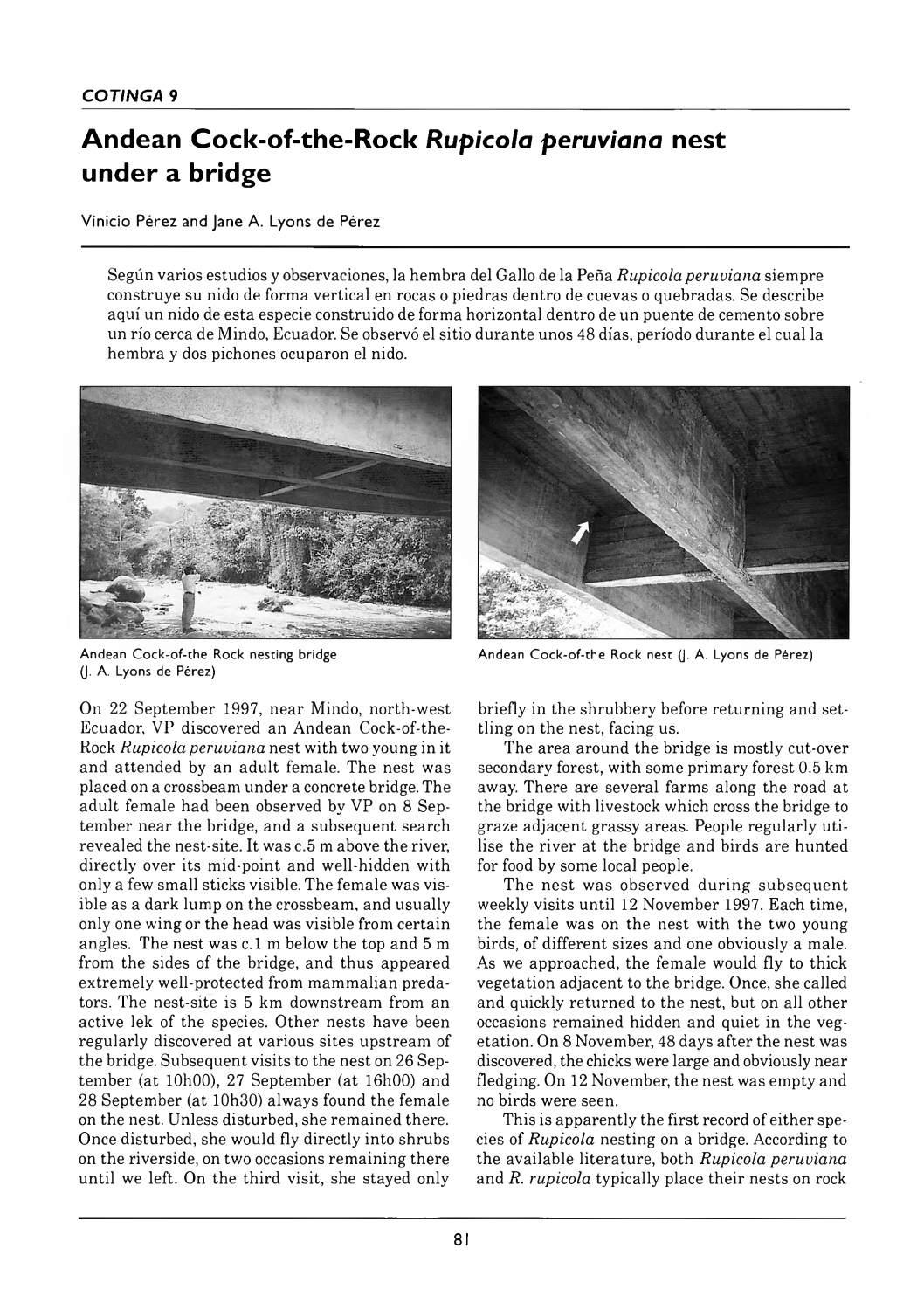# Andean Cock-of-the-Rock *Rupicola peruviana* nest under a bridge

Vinicio Pérez and Jane A. Lyons de Pérez

Según varios estudios y observaciones, la hembra del Gallo de la Peña *Rupicola peruviana* siempre construye su nido de forma vertical en rocas o piedras dentro de cuevas o quebradas. Se describe aquí un nido de esta especie construido de forma horizontal dentro de un puente de cemento sobre un río cerca de Mindo, Ecuador. Se observó el sitio durante unos 48 días, período durante el cual la hembra y dos pichones ocuparon el nido.

Andean Cock-of-the Rock nesting bridge (J. A. Lyons de Pérez)

Andean Cock-of-the Rock nest (J. A. Lyons de Pérez)

On 22 September 1997, near Mindo, north-west Ecuador, VP discovered an Andean Cock-of-the-Rock *Rupicola peruviana* nest with two young in it and attended by an adult female. The nest was placed on a crossbeam under a concrete bridge. The adult female had been observed by VP on 8 September near the bridge, and a subsequent search revealed the nest-site. It was c.5 m above the river, directly over its mid-point and well-hidden with only a few small sticks visible. The female was visible as a dark lump on the crossbeam, and usually only one wing or the head was visible from certain angles. The nest was c.1 m below the top and 5 m from the sides of the bridge, and thus appeared extremely well-protected from mammalian predators. The nest-site is 5 km downstream from an active lek of the species. Other nests have been regularly discovered at various sites upstream of the bridge. Subsequent visits to the nest on 26 September (at 10h00), 27 September (at 16h00) and 28 September (at 10h30) always found the female on the nest. Unless disturbed, she remained there. Once disturbed, she would fly directly into shrubs on the riverside, on two occasions remaining there until we left. On the third visit, she stayed only briefly in the shrubbery before returning and settling on the nest, facing us.

The area around the bridge is mostly cut-over secondary forest, with some primary forest 0.5 km away. There are several farms along the road at the bridge with livestock which cross the bridge to graze adjacent grassy areas. People regularly utilise the river at the bridge and birds are hunted for food by some local people.

The nest was observed during subsequent weekly visits until 12 November 1997. Each time, the female was on the nest with the two young birds, of different sizes and one obviously a male. As we approached, the female would fly to thick vegetation adjacent to the bridge. Once, she called and quickly returned to the nest, but on all other occasions remained hidden and quiet in the vegetation. On 8 November, 48 days after the nest was discovered, the chicks were large and obviously near fledging. On 12 November, the nest was empty and no birds were seen.

This is apparently the first record of either species of *Rupicola* nesting on a bridge. According to the available literature, both *Rupicola peruviana* and *R. rupicola* typically place their nests on rock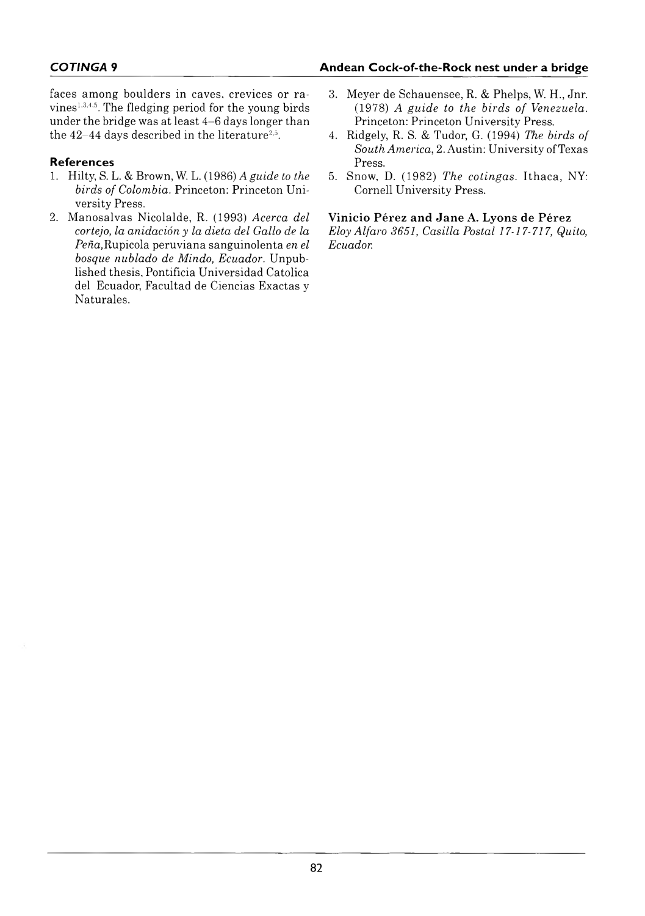faces among boulders in caves, crevices or ravines[1,3,4,5]. The fledging period for the young birds under the bridge was at least 4–6 days longer than the 42–44 days described in the literature[2,5].

### References

1. Hilty, S. L. & Brown, W. L. (1986) *A guide to the birds of Colombia*. Princeton: Princeton University Press.
2. Manosalvas Nicolalde, R. (1993) *Acerca del cortejo, la anidación y la dieta del Gallo de la Peña,*Rupicola peruviana sanguinolenta *en el bosque nublado de Mindo, Ecuador*. Unpublished thesis, Pontificia Universidad Catolica del Ecuador, Facultad de Ciencias Exactas y Naturales.
3. Meyer de Schauensee, R. & Phelps, W. H., Jnr. (1978) *A guide to the birds of Venezuela*. Princeton: Princeton University Press.
4. Ridgely, R. S. & Tudor, G. (1994) *The birds of South America*, 2. Austin: University of Texas Press.
5. Snow, D. (1982) *The cotingas*. Ithaca, NY: Cornell University Press.

**Vinicio Pérez and Jane A. Lyons de Pérez**
*Eloy Alfaro 3651, Casilla Postal 17-17-717, Quito, Ecuador.*